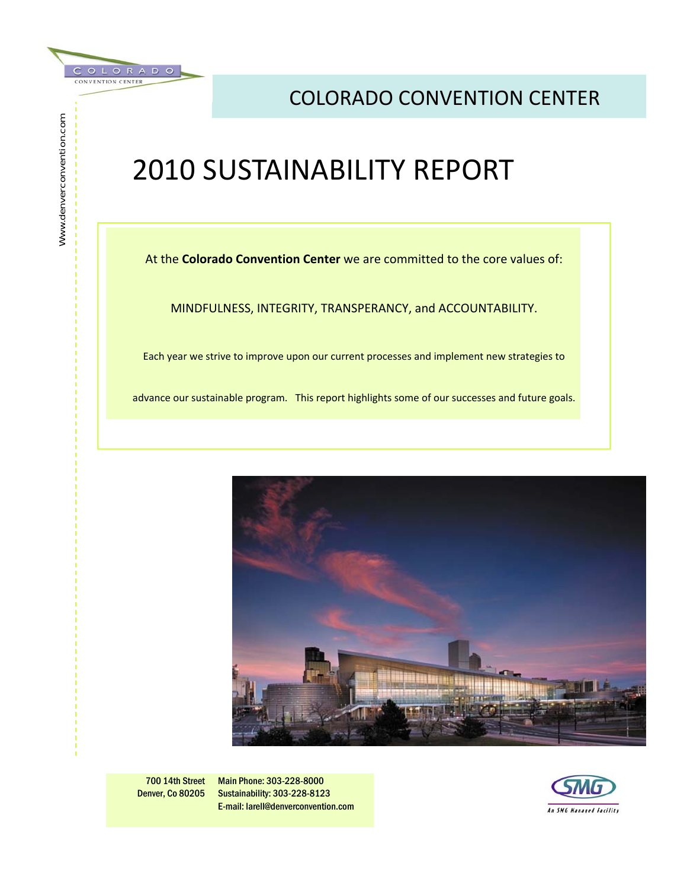COLORADO CONVENTION CENTER

Www.denverconvention.com

## COLORADO CONVENTION CENTER

# 2010 SUSTAINABILITY REPORT

At the **Colorado Convention Center** we are committed to the core values of:

MINDFULNESS, INTEGRITY, TRANSPERANCY, and ACCOUNTABILITY.

Each year we strive to improve upon our current processes and implement new strategies to advance our sustainable program. This report highlights some of our successes and future goals.

700 14th Street
Denver, Co 80205

Main Phone: 303-228-8000
Sustainability: 303-228-8123
E-mail: larell@denverconvention.com

SMG
An SMG Managed Facility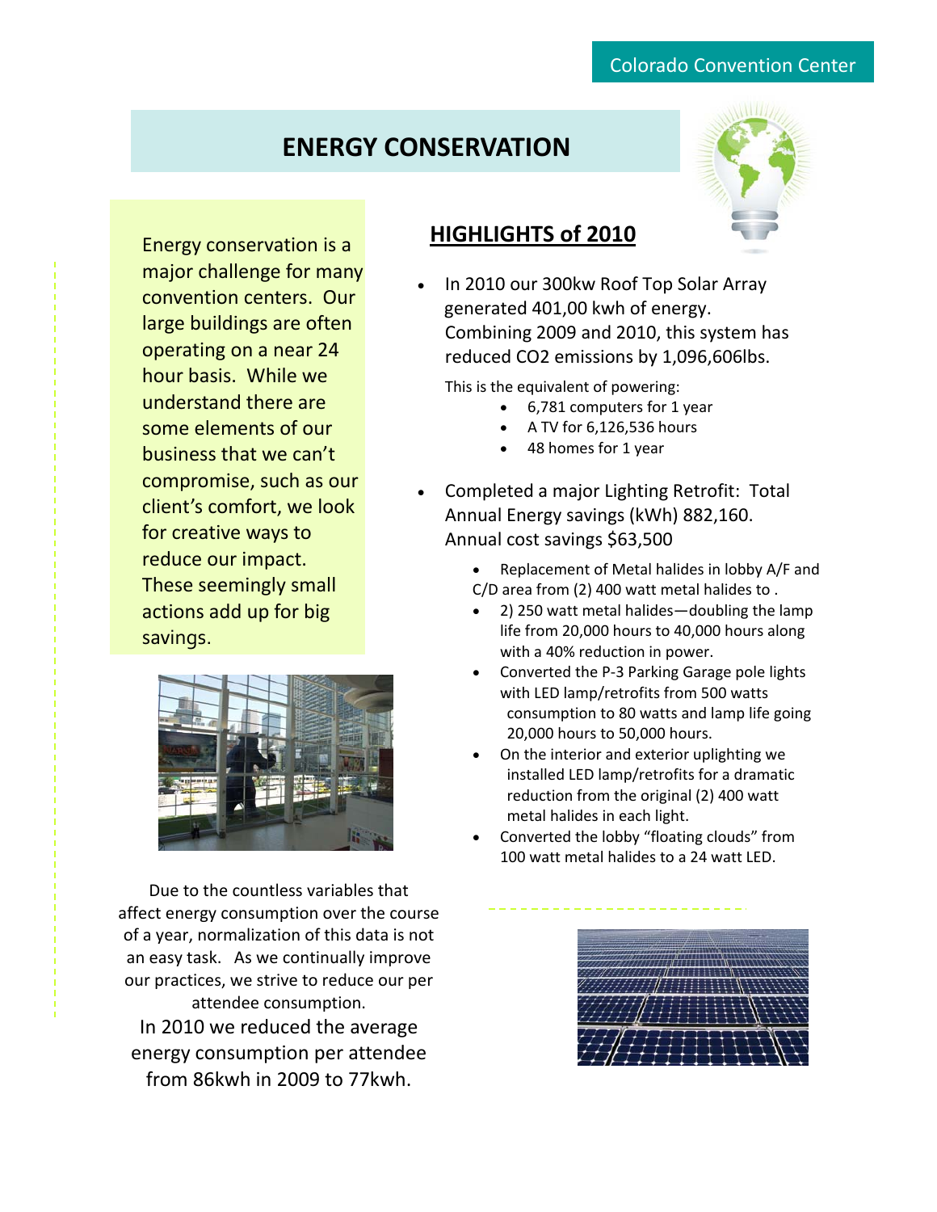# ENERGY CONSERVATION

Energy conservation is a major challenge for many convention centers. Our large buildings are often operating on a near 24 hour basis. While we understand there are some elements of our business that we can't compromise, such as our client's comfort, we look for creative ways to reduce our impact. These seemingly small actions add up for big savings.

Due to the countless variables that affect energy consumption over the course of a year, normalization of this data is not an easy task. As we continually improve our practices, we strive to reduce our per attendee consumption.

In 2010 we reduced the average energy consumption per attendee from 86kwh in 2009 to 77kwh.

## HIGHLIGHTS of 2010

- In 2010 our 300kw Roof Top Solar Array generated 401,00 kwh of energy. Combining 2009 and 2010, this system has reduced $CO_2$ emissions by 1,096,606lbs.

  This is the equivalent of powering:
  - 6,781 computers for 1 year
  - A TV for 6,126,536 hours
  - 48 homes for 1 year

- Completed a major Lighting Retrofit: Total Annual Energy savings (kWh) 882,160. Annual cost savings $63,500
  - Replacement of Metal halides in lobby A/F and C/D area from (2) 400 watt metal halides to .
  - 2) 250 watt metal halides—doubling the lamp life from 20,000 hours to 40,000 hours along with a 40% reduction in power.
  - Converted the P-3 Parking Garage pole lights with LED lamp/retrofits from 500 watts consumption to 80 watts and lamp life going 20,000 hours to 50,000 hours.
  - On the interior and exterior uplighting we installed LED lamp/retrofits for a dramatic reduction from the original (2) 400 watt metal halides in each light.
  - Converted the lobby "floating clouds" from 100 watt metal halides to a 24 watt LED.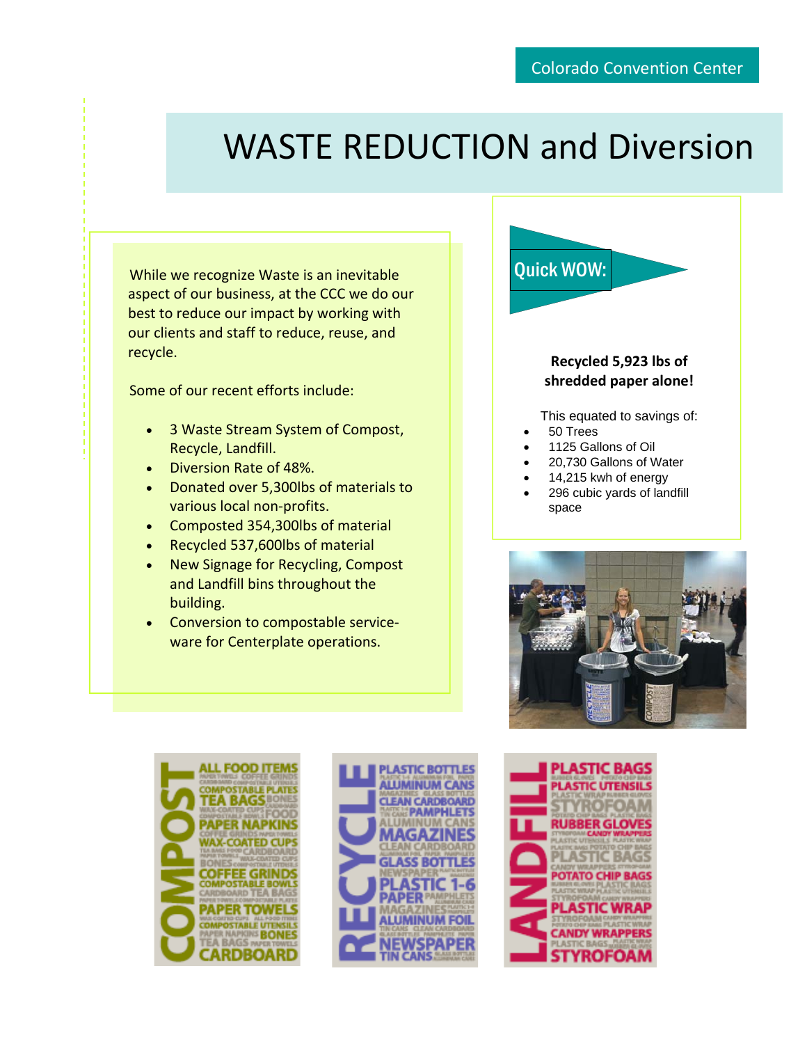Colorado Convention Center

# WASTE REDUCTION and Diversion

While we recognize Waste is an inevitable aspect of our business, at the CCC we do our best to reduce our impact by working with our clients and staff to reduce, reuse, and recycle.

Some of our recent efforts include:

- 3 Waste Stream System of Compost, Recycle, Landfill.
- Diversion Rate of 48%.
- Donated over 5,300lbs of materials to various local non-profits.
- Composted 354,300lbs of material
- Recycled 537,600lbs of material
- New Signage for Recycling, Compost and Landfill bins throughout the building.
- Conversion to compostable service-ware for Centerplate operations.

## Quick WOW:

**Recycled 5,923 lbs of shredded paper alone!**

This equated to savings of:

- 50 Trees
- 1125 Gallons of Oil
- 20,730 Gallons of Water
- 14,215 kwh of energy
- 296 cubic yards of landfill space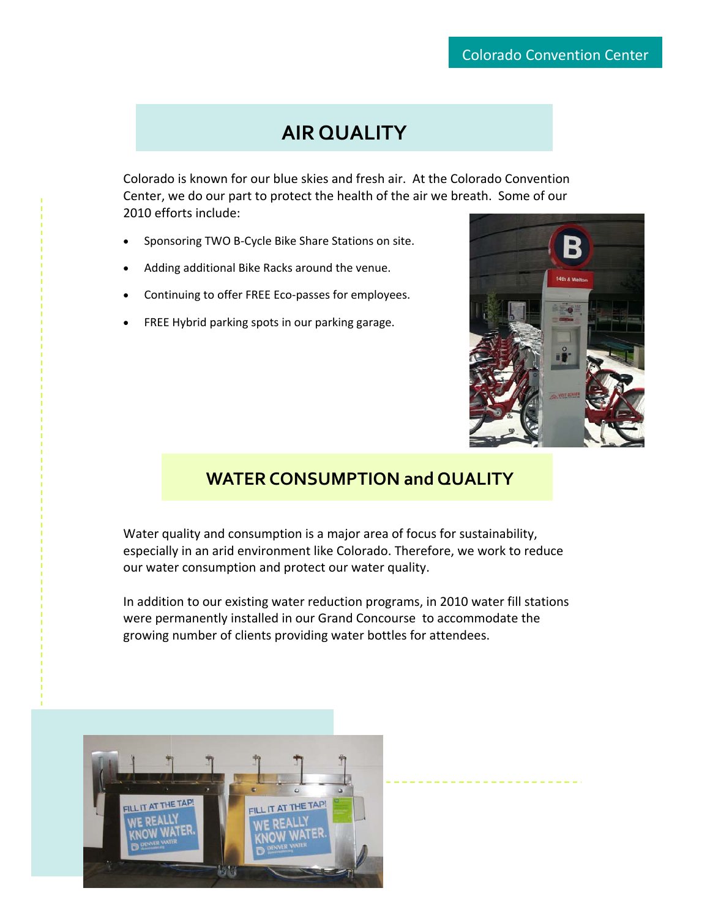## AIR QUALITY

Colorado is known for our blue skies and fresh air. At the Colorado Convention Center, we do our part to protect the health of the air we breath. Some of our 2010 efforts include:

- Sponsoring TWO B-Cycle Bike Share Stations on site.
- Adding additional Bike Racks around the venue.
- Continuing to offer FREE Eco-passes for employees.
- FREE Hybrid parking spots in our parking garage.

## WATER CONSUMPTION and QUALITY

Water quality and consumption is a major area of focus for sustainability, especially in an arid environment like Colorado. Therefore, we work to reduce our water consumption and protect our water quality.

In addition to our existing water reduction programs, in 2010 water fill stations were permanently installed in our Grand Concourse to accommodate the growing number of clients providing water bottles for attendees.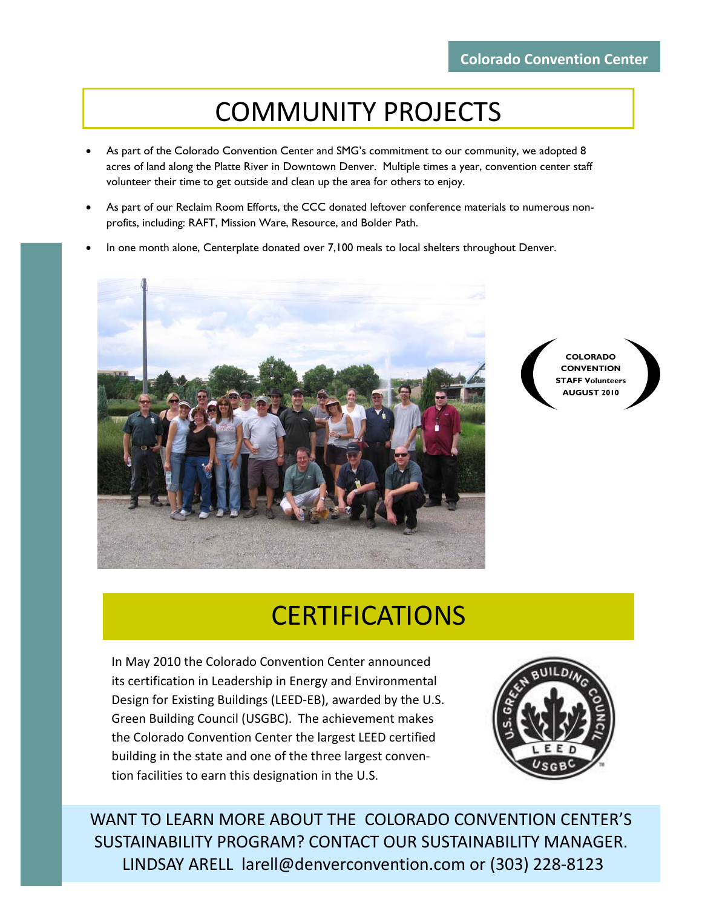# COMMUNITY PROJECTS

- As part of the Colorado Convention Center and SMG's commitment to our community, we adopted 8 acres of land along the Platte River in Downtown Denver. Multiple times a year, convention center staff volunteer their time to get outside and clean up the area for others to enjoy.
- As part of our Reclaim Room Efforts, the CCC donated leftover conference materials to numerous non-profits, including: RAFT, Mission Ware, Resource, and Bolder Path.
- In one month alone, Centerplate donated over 7,100 meals to local shelters throughout Denver.

**COLORADO CONVENTION STAFF Volunteers AUGUST 2010**

# CERTIFICATIONS

In May 2010 the Colorado Convention Center announced its certification in Leadership in Energy and Environmental Design for Existing Buildings (LEED-EB), awarded by the U.S. Green Building Council (USGBC). The achievement makes the Colorado Convention Center the largest LEED certified building in the state and one of the three largest convention facilities to earn this designation in the U.S.

WANT TO LEARN MORE ABOUT THE COLORADO CONVENTION CENTER'S SUSTAINABILITY PROGRAM? CONTACT OUR SUSTAINABILITY MANAGER. LINDSAY ARELL larell@denverconvention.com or (303) 228-8123